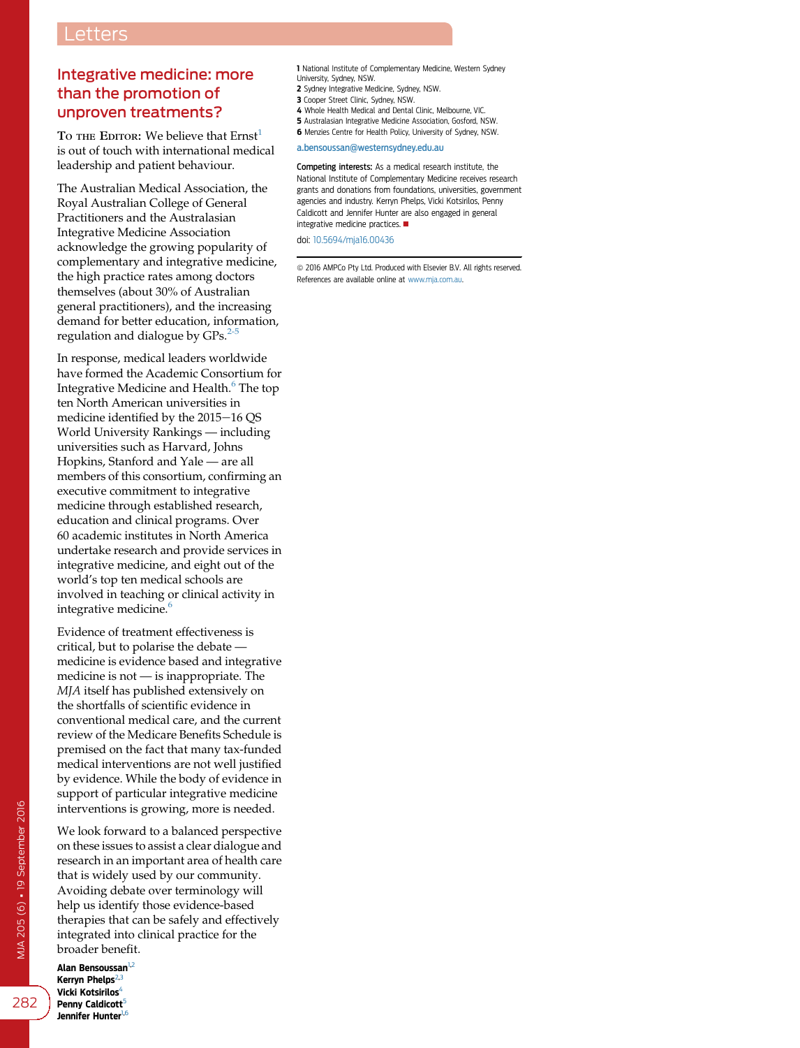## Integrative medicine: more than the promotion of unproven treatments?

**To the Editor:** We believe that Ernst[1] is out of touch with international medical leadership and patient behaviour.

The Australian Medical Association, the Royal Australian College of General Practitioners and the Australasian Integrative Medicine Association acknowledge the growing popularity of complementary and integrative medicine, the high practice rates among doctors themselves (about 30% of Australian general practitioners), and the increasing demand for better education, information, regulation and dialogue by GPs.[2-5]

In response, medical leaders worldwide have formed the Academic Consortium for Integrative Medicine and Health.[6] The top ten North American universities in medicine identified by the 2015–16 QS World University Rankings — including universities such as Harvard, Johns Hopkins, Stanford and Yale — are all members of this consortium, confirming an executive commitment to integrative medicine through established research, education and clinical programs. Over 60 academic institutes in North America undertake research and provide services in integrative medicine, and eight out of the world's top ten medical schools are involved in teaching or clinical activity in integrative medicine.[6]

Evidence of treatment effectiveness is critical, but to polarise the debate — medicine is evidence based and integrative medicine is not — is inappropriate. The *MJA* itself has published extensively on the shortfalls of scientific evidence in conventional medical care, and the current review of the Medicare Benefits Schedule is premised on the fact that many tax-funded medical interventions are not well justified by evidence. While the body of evidence in support of particular integrative medicine interventions is growing, more is needed.

We look forward to a balanced perspective on these issues to assist a clear dialogue and research in an important area of health care that is widely used by our community. Avoiding debate over terminology will help us identify those evidence-based therapies that can be safely and effectively integrated into clinical practice for the broader benefit.

**Alan Bensoussan**[1,2]
**Kerryn Phelps**[2,3]
**Vicki Kotsirilos**[4]
**Penny Caldicott**[5]
**Jennifer Hunter**[1,6]

**1** National Institute of Complementary Medicine, Western Sydney University, Sydney, NSW.
**2** Sydney Integrative Medicine, Sydney, NSW.
**3** Cooper Street Clinic, Sydney, NSW.
**4** Whole Health Medical and Dental Clinic, Melbourne, VIC.
**5** Australasian Integrative Medicine Association, Gosford, NSW.
**6** Menzies Centre for Health Policy, University of Sydney, NSW.

a.bensoussan@westernsydney.edu.au

**Competing interests:** As a medical research institute, the National Institute of Complementary Medicine receives research grants and donations from foundations, universities, government agencies and industry. Kerryn Phelps, Vicki Kotsirilos, Penny Caldicott and Jennifer Hunter are also engaged in general integrative medicine practices. ■

doi: 10.5694/mja16.00436

© 2016 AMPCo Pty Ltd. Produced with Elsevier B.V. All rights reserved.
References are available online at www.mja.com.au.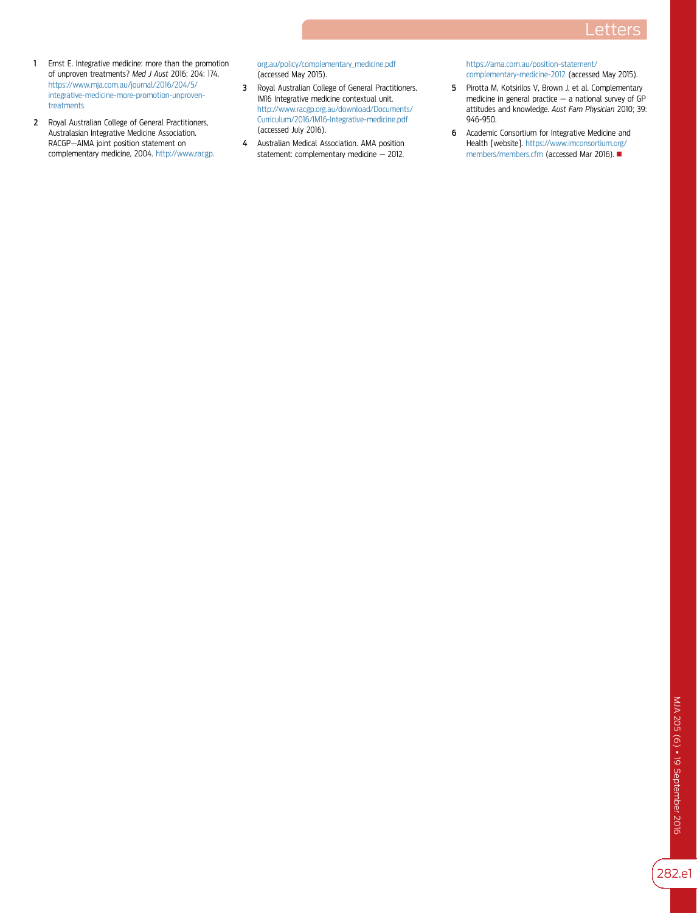1 Ernst E. Integrative medicine: more than the promotion of unproven treatments? *Med J Aust* 2016; 204: 174. https://www.mja.com.au/journal/2016/204/5/integrative-medicine-more-promotion-unproven-treatments

2 Royal Australian College of General Practitioners, Australasian Integrative Medicine Association. RACGP—AIMA joint position statement on complementary medicine, 2004. http://www.racgp.org.au/policy/complementary_medicine.pdf (accessed May 2015).

3 Royal Australian College of General Practitioners. IM16 Integrative medicine contextual unit. http://www.racgp.org.au/download/Documents/Curriculum/2016/IM16-Integrative-medicine.pdf (accessed July 2016).

4 Australian Medical Association. AMA position statement: complementary medicine — 2012. https://ama.com.au/position-statement/complementary-medicine-2012 (accessed May 2015).

5 Pirotta M, Kotsirilos V, Brown J, et al. Complementary medicine in general practice — a national survey of GP attitudes and knowledge. *Aust Fam Physician* 2010; 39: 946-950.

6 Academic Consortium for Integrative Medicine and Health [website]. https://www.imconsortium.org/members/members.cfm (accessed Mar 2016). ■